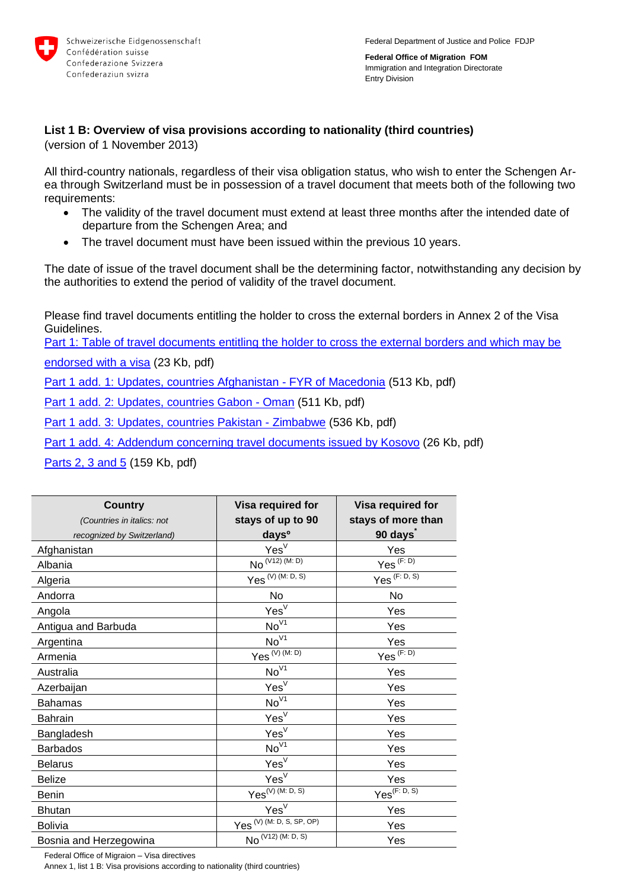Schweizerische Eidgenossenschaft
Confédération suisse
Confederazione Svizzera
Confederaziun svizra

Federal Department of Justice and Police FDJP

**Federal Office of Migration FOM**
Immigration and Integration Directorate
Entry Division

**List 1 B: Overview of visa provisions according to nationality (third countries)**
(version of 1 November 2013)

All third-country nationals, regardless of their visa obligation status, who wish to enter the Schengen Area through Switzerland must be in possession of a travel document that meets both of the following two requirements:

- The validity of the travel document must extend at least three months after the intended date of departure from the Schengen Area; and
- The travel document must have been issued within the previous 10 years.

The date of issue of the travel document shall be the determining factor, notwithstanding any decision by the authorities to extend the period of validity of the travel document.

Please find travel documents entitling the holder to cross the external borders in Annex 2 of the Visa Guidelines.

Part 1: Table of travel documents entitling the holder to cross the external borders and which may be endorsed with a visa (23 Kb, pdf)

Part 1 add. 1: Updates, countries Afghanistan - FYR of Macedonia (513 Kb, pdf)

Part 1 add. 2: Updates, countries Gabon - Oman (511 Kb, pdf)

Part 1 add. 3: Updates, countries Pakistan - Zimbabwe (536 Kb, pdf)

Part 1 add. 4: Addendum concerning travel documents issued by Kosovo (26 Kb, pdf)

Parts 2, 3 and 5 (159 Kb, pdf)

| **Country** *(Countries in italics: not recognized by Switzerland)* | **Visa required for stays of up to 90 days°** | **Visa required for stays of more than 90 days\*** |
|---|---|---|
| Afghanistan | Yes[V] | Yes |
| Albania | No [(V12) (M: D)] | Yes [(F: D)] |
| Algeria | Yes [(V) (M: D, S)] | Yes [(F: D, S)] |
| Andorra | No | No |
| Angola | Yes[V] | Yes |
| Antigua and Barbuda | No[V1] | Yes |
| Argentina | No[V1] | Yes |
| Armenia | Yes [(V) (M: D)] | Yes [(F: D)] |
| Australia | No[V1] | Yes |
| Azerbaijan | Yes[V] | Yes |
| Bahamas | No[V1] | Yes |
| Bahrain | Yes[V] | Yes |
| Bangladesh | Yes[V] | Yes |
| Barbados | No[V1] | Yes |
| Belarus | Yes[V] | Yes |
| Belize | Yes[V] | Yes |
| Benin | Yes[(V) (M: D, S)] | Yes[(F: D, S)] |
| Bhutan | Yes[V] | Yes |
| Bolivia | Yes [(V) (M: D, S, SP, OP)] | Yes |
| Bosnia and Herzegowina | No [(V12) (M: D, S)] | Yes |

Federal Office of Migraion – Visa directives
Annex 1, list 1 B: Visa provisions according to nationality (third countries)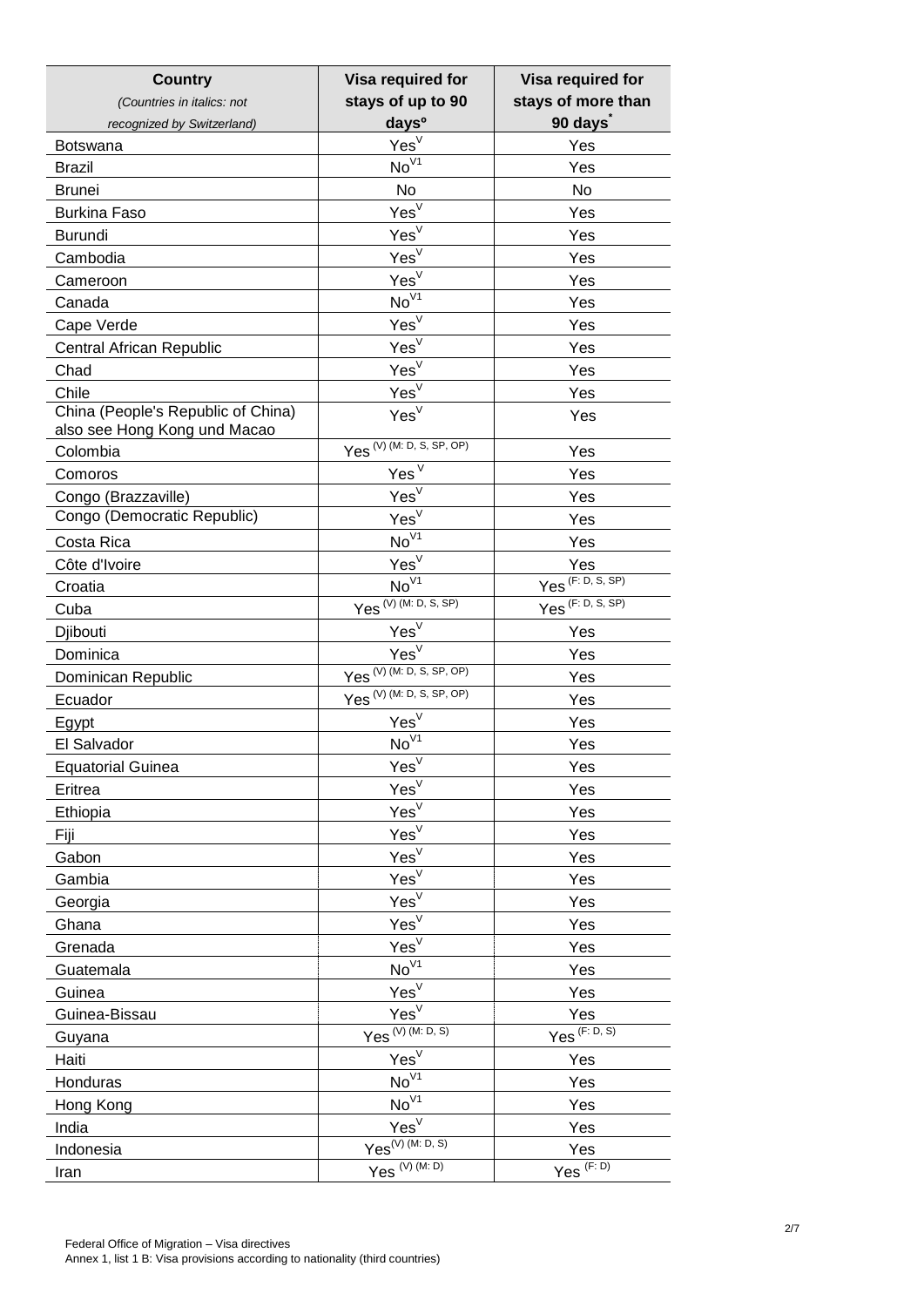| **Country** *(Countries in italics: not recognized by Switzerland)* | **Visa required for stays of up to 90 days°** | **Visa required for stays of more than 90 days*** |
|---|---|---|
| Botswana | Yes[V] | Yes |
| Brazil | No[V1] | Yes |
| Brunei | No | No |
| Burkina Faso | Yes[V] | Yes |
| Burundi | Yes[V] | Yes |
| Cambodia | Yes[V] | Yes |
| Cameroon | Yes[V] | Yes |
| Canada | No[V1] | Yes |
| Cape Verde | Yes[V] | Yes |
| Central African Republic | Yes[V] | Yes |
| Chad | Yes[V] | Yes |
| Chile | Yes[V] | Yes |
| China (People's Republic of China) also see Hong Kong und Macao | Yes[V] | Yes |
| Colombia | Yes [(V) (M: D, S, SP, OP)] | Yes |
| Comoros | Yes[V] | Yes |
| Congo (Brazzaville) | Yes[V] | Yes |
| Congo (Democratic Republic) | Yes[V] | Yes |
| Costa Rica | No[V1] | Yes |
| Côte d'Ivoire | Yes[V] | Yes |
| Croatia | No[V1] | Yes [(F: D, S, SP)] |
| Cuba | Yes [(V) (M: D, S, SP)] | Yes [(F: D, S, SP)] |
| Djibouti | Yes[V] | Yes |
| Dominica | Yes[V] | Yes |
| Dominican Republic | Yes [(V) (M: D, S, SP, OP)] | Yes |
| Ecuador | Yes [(V) (M: D, S, SP, OP)] | Yes |
| Egypt | Yes[V] | Yes |
| El Salvador | No[V1] | Yes |
| Equatorial Guinea | Yes[V] | Yes |
| Eritrea | Yes[V] | Yes |
| Ethiopia | Yes[V] | Yes |
| Fiji | Yes[V] | Yes |
| Gabon | Yes[V] | Yes |
| Gambia | Yes[V] | Yes |
| Georgia | Yes[V] | Yes |
| Ghana | Yes[V] | Yes |
| Grenada | Yes[V] | Yes |
| Guatemala | No[V1] | Yes |
| Guinea | Yes[V] | Yes |
| Guinea-Bissau | Yes[V] | Yes |
| Guyana | Yes [(V) (M: D, S)] | Yes [(F: D, S)] |
| Haiti | Yes[V] | Yes |
| Honduras | No[V1] | Yes |
| Hong Kong | No[V1] | Yes |
| India | Yes[V] | Yes |
| Indonesia | Yes [(V) (M: D, S)] | Yes |
| Iran | Yes [(V) (M: D)] | Yes [(F: D)] |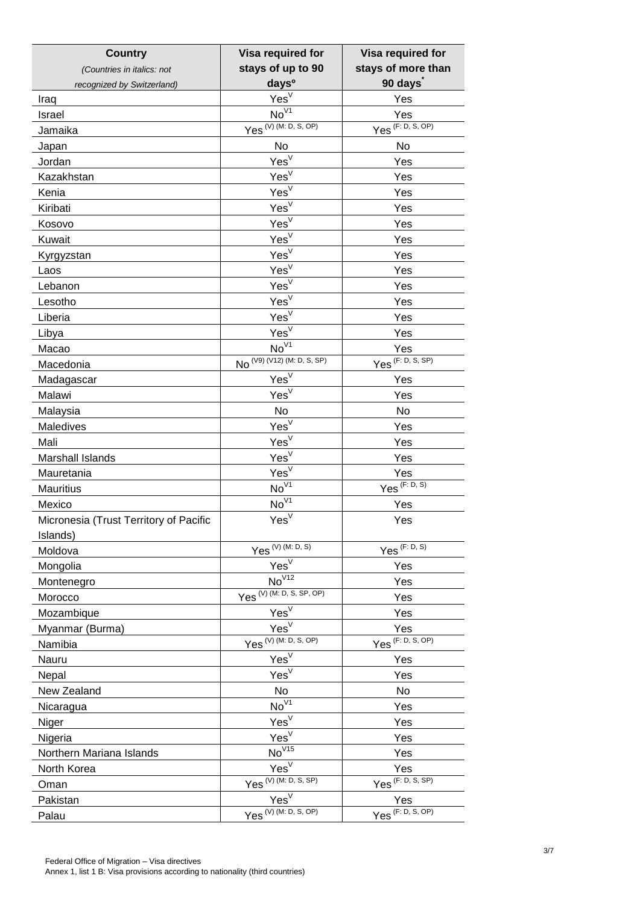| **Country** *(Countries in italics: not recognized by Switzerland)* | **Visa required for stays of up to 90 days°** | **Visa required for stays of more than 90 days*** |
|---|---|---|
| Iraq | Yes[V] | Yes |
| Israel | No[V1] | Yes |
| Jamaika | Yes [(V) (M: D, S, OP)] | Yes [(F: D, S, OP)] |
| Japan | No | No |
| Jordan | Yes[V] | Yes |
| Kazakhstan | Yes[V] | Yes |
| Kenia | Yes[V] | Yes |
| Kiribati | Yes[V] | Yes |
| Kosovo | Yes[V] | Yes |
| Kuwait | Yes[V] | Yes |
| Kyrgyzstan | Yes[V] | Yes |
| Laos | Yes[V] | Yes |
| Lebanon | Yes[V] | Yes |
| Lesotho | Yes[V] | Yes |
| Liberia | Yes[V] | Yes |
| Libya | Yes[V] | Yes |
| Macao | No[V1] | Yes |
| Macedonia | No [(V9) (V12) (M: D, S, SP)] | Yes [(F: D, S, SP)] |
| Madagascar | Yes[V] | Yes |
| Malawi | Yes[V] | Yes |
| Malaysia | No | No |
| Maledives | Yes[V] | Yes |
| Mali | Yes[V] | Yes |
| Marshall Islands | Yes[V] | Yes |
| Mauretania | Yes[V] | Yes |
| Mauritius | No[V1] | Yes [(F: D, S)] |
| Mexico | No[V1] | Yes |
| Micronesia (Trust Territory of Pacific Islands) | Yes[V] | Yes |
| Moldova | Yes [(V) (M: D, S)] | Yes [(F: D, S)] |
| Mongolia | Yes[V] | Yes |
| Montenegro | No[V12] | Yes |
| Morocco | Yes [(V) (M: D, S, SP, OP)] | Yes |
| Mozambique | Yes[V] | Yes |
| Myanmar (Burma) | Yes[V] | Yes |
| Namibia | Yes [(V) (M: D, S, OP)] | Yes [(F: D, S, OP)] |
| Nauru | Yes[V] | Yes |
| Nepal | Yes[V] | Yes |
| New Zealand | No | No |
| Nicaragua | No[V1] | Yes |
| Niger | Yes[V] | Yes |
| Nigeria | Yes[V] | Yes |
| Northern Mariana Islands | No[V15] | Yes |
| North Korea | Yes[V] | Yes |
| Oman | Yes [(V) (M: D, S, SP)] | Yes [(F: D, S, SP)] |
| Pakistan | Yes[V] | Yes |
| Palau | Yes [(V) (M: D, S, OP)] | Yes [(F: D, S, OP)] |

Federal Office of Migration – Visa directives
Annex 1, list 1 B: Visa provisions according to nationality (third countries)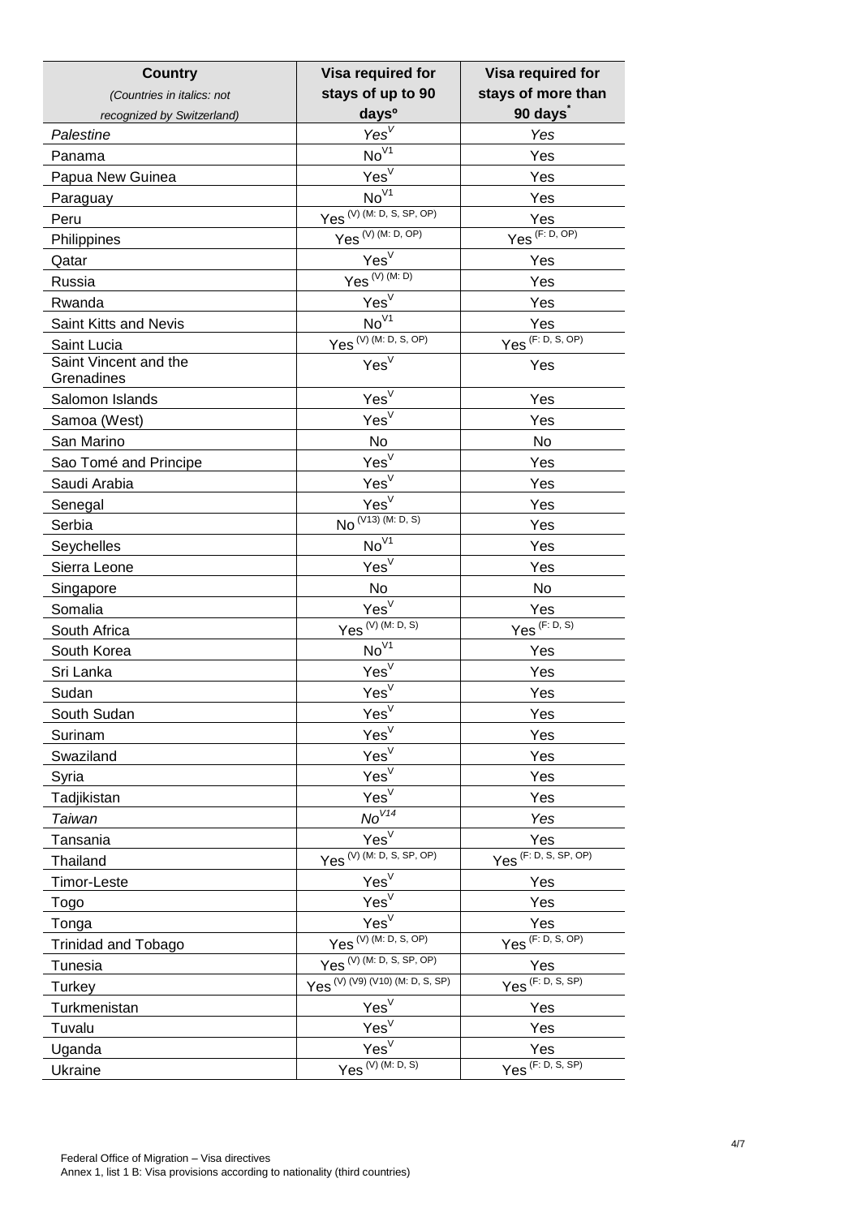| **Country** *(Countries in italics: not recognized by Switzerland)* | **Visa required for stays of up to 90 days°** | **Visa required for stays of more than 90 days*** |
|---|---|---|
| *Palestine* | *Yes* [V] | *Yes* |
| Panama | No [V1] | Yes |
| Papua New Guinea | Yes [V] | Yes |
| Paraguay | No [V1] | Yes |
| Peru | Yes (V) (M: D, S, SP, OP) | Yes |
| Philippines | Yes (V) (M: D, OP) | Yes (F: D, OP) |
| Qatar | Yes [V] | Yes |
| Russia | Yes (V) (M: D) | Yes |
| Rwanda | Yes [V] | Yes |
| Saint Kitts and Nevis | No [V1] | Yes |
| Saint Lucia | Yes (V) (M: D, S, OP) | Yes (F: D, S, OP) |
| Saint Vincent and the Grenadines | Yes [V] | Yes |
| Salomon Islands | Yes [V] | Yes |
| Samoa (West) | Yes [V] | Yes |
| San Marino | No | No |
| Sao Tomé and Principe | Yes [V] | Yes |
| Saudi Arabia | Yes [V] | Yes |
| Senegal | Yes [V] | Yes |
| Serbia | No (V13) (M: D, S) | Yes |
| Seychelles | No [V1] | Yes |
| Sierra Leone | Yes [V] | Yes |
| Singapore | No | No |
| Somalia | Yes [V] | Yes |
| South Africa | Yes (V) (M: D, S) | Yes (F: D, S) |
| South Korea | No [V1] | Yes |
| Sri Lanka | Yes [V] | Yes |
| Sudan | Yes [V] | Yes |
| South Sudan | Yes [V] | Yes |
| Surinam | Yes [V] | Yes |
| Swaziland | Yes [V] | Yes |
| Syria | Yes [V] | Yes |
| Tadjikistan | Yes [V] | Yes |
| *Taiwan* | *No* [V14] | *Yes* |
| Tansania | Yes [V] | Yes |
| Thailand | Yes (V) (M: D, S, SP, OP) | Yes (F: D, S, SP, OP) |
| Timor-Leste | Yes [V] | Yes |
| Togo | Yes [V] | Yes |
| Tonga | Yes [V] | Yes |
| Trinidad and Tobago | Yes (V) (M: D, S, OP) | Yes (F: D, S, OP) |
| Tunesia | Yes (V) (M: D, S, SP, OP) | Yes |
| Turkey | Yes (V) (V9) (V10) (M: D, S, SP) | Yes (F: D, S, SP) |
| Turkmenistan | Yes [V] | Yes |
| Tuvalu | Yes [V] | Yes |
| Uganda | Yes [V] | Yes |
| Ukraine | Yes (V) (M: D, S) | Yes (F: D, S, SP) |

Federal Office of Migration – Visa directives
Annex 1, list 1 B: Visa provisions according to nationality (third countries)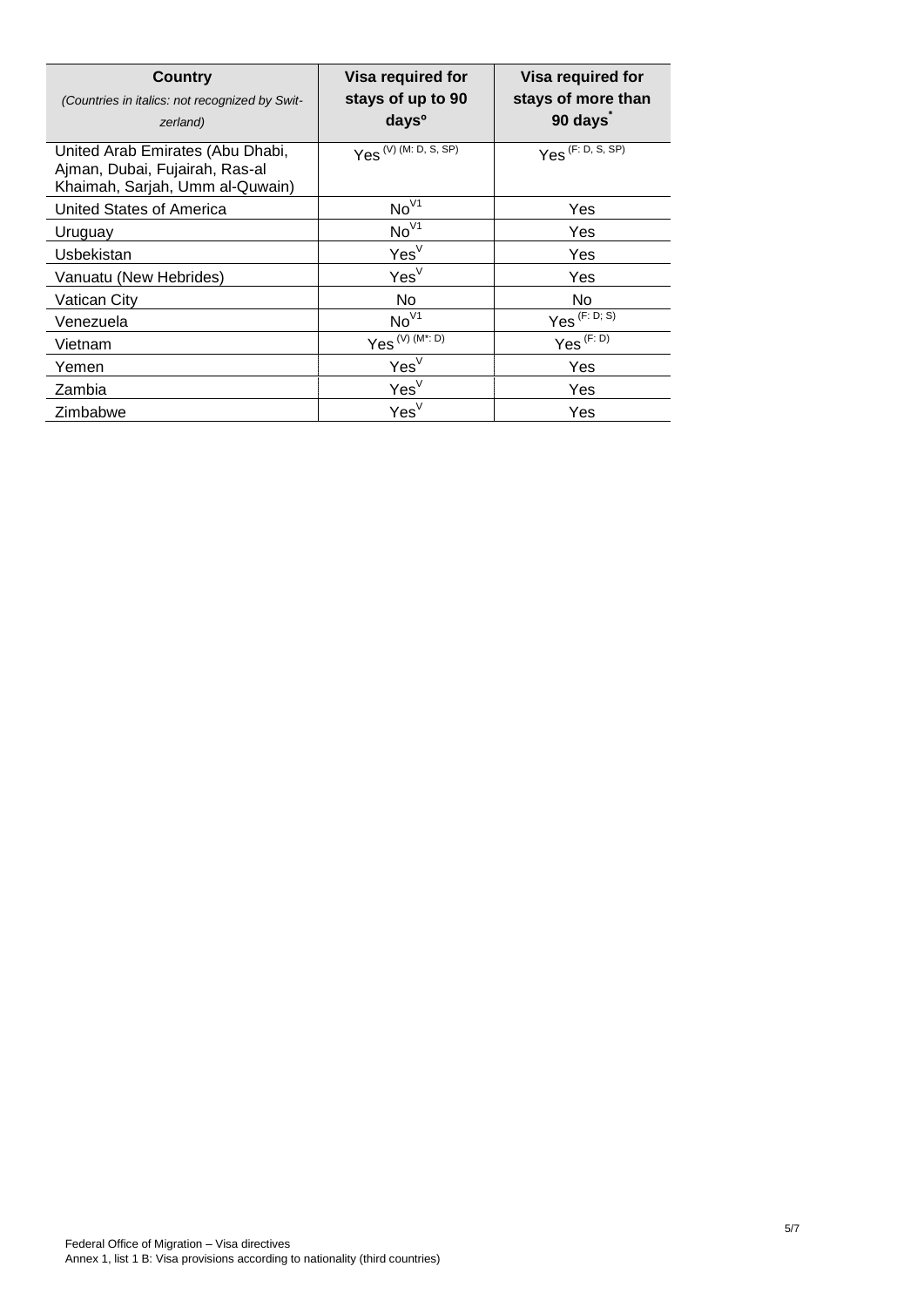| **Country** *(Countries in italics: not recognized by Switzerland)* | **Visa required for stays of up to 90 days°** | **Visa required for stays of more than 90 days*** |
|---|---|---|
| United Arab Emirates (Abu Dhabi, Ajman, Dubai, Fujairah, Ras-al Khaimah, Sarjah, Umm al-Quwain) | Yes (V) (M: D, S, SP) | Yes (F: D, S, SP) |
| United States of America | No V1 | Yes |
| Uruguay | No V1 | Yes |
| Usbekistan | Yes V | Yes |
| Vanuatu (New Hebrides) | Yes V | Yes |
| Vatican City | No | No |
| Venezuela | No V1 | Yes (F: D; S) |
| Vietnam | Yes (V) (M*: D) | Yes (F: D) |
| Yemen | Yes V | Yes |
| Zambia | Yes V | Yes |
| Zimbabwe | Yes V | Yes |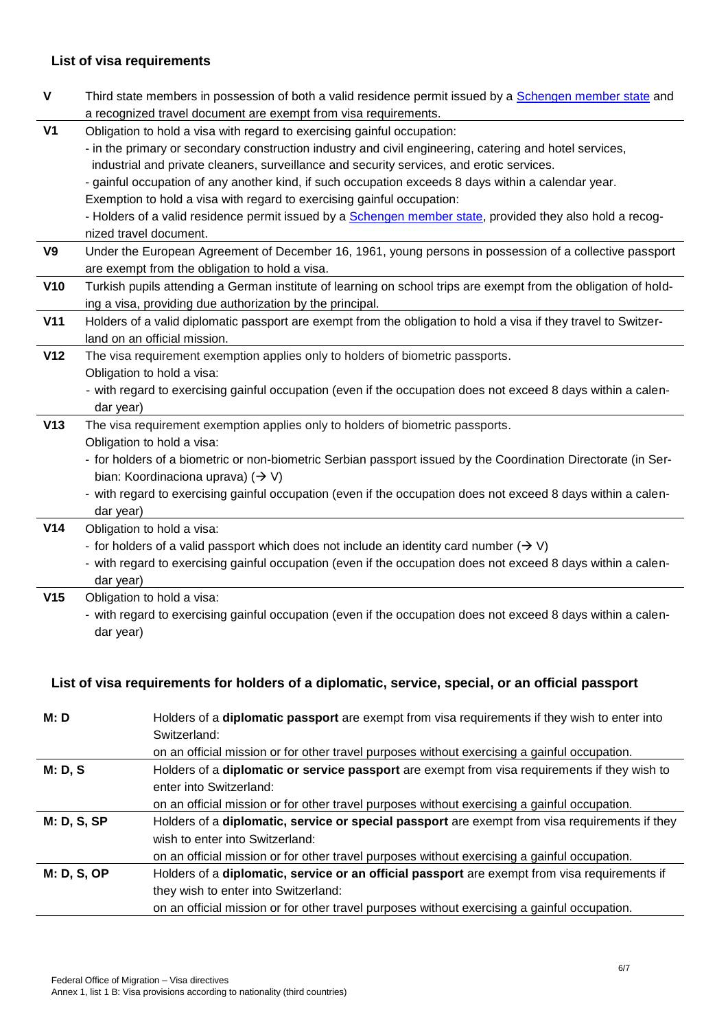## List of visa requirements

| | |
|---|---|
| **V** | Third state members in possession of both a valid residence permit issued by a Schengen member state and a recognized travel document are exempt from visa requirements. |
| **V1** | Obligation to hold a visa with regard to exercising gainful occupation:<br>- in the primary or secondary construction industry and civil engineering, catering and hotel services, industrial and private cleaners, surveillance and security services, and erotic services.<br>- gainful occupation of any another kind, if such occupation exceeds 8 days within a calendar year.<br>Exemption to hold a visa with regard to exercising gainful occupation:<br>- Holders of a valid residence permit issued by a Schengen member state, provided they also hold a recognized travel document. |
| **V9** | Under the European Agreement of December 16, 1961, young persons in possession of a collective passport are exempt from the obligation to hold a visa. |
| **V10** | Turkish pupils attending a German institute of learning on school trips are exempt from the obligation of holding a visa, providing due authorization by the principal. |
| **V11** | Holders of a valid diplomatic passport are exempt from the obligation to hold a visa if they travel to Switzerland on an official mission. |
| **V12** | The visa requirement exemption applies only to holders of biometric passports.<br>Obligation to hold a visa:<br>- with regard to exercising gainful occupation (even if the occupation does not exceed 8 days within a calendar year) |
| **V13** | The visa requirement exemption applies only to holders of biometric passports.<br>Obligation to hold a visa:<br>- for holders of a biometric or non-biometric Serbian passport issued by the Coordination Directorate (in Serbian: Koordinaciona uprava) (→ V)<br>- with regard to exercising gainful occupation (even if the occupation does not exceed 8 days within a calendar year) |
| **V14** | Obligation to hold a visa:<br>- for holders of a valid passport which does not include an identity card number (→ V)<br>- with regard to exercising gainful occupation (even if the occupation does not exceed 8 days within a calendar year) |
| **V15** | Obligation to hold a visa:<br>- with regard to exercising gainful occupation (even if the occupation does not exceed 8 days within a calendar year) |

## List of visa requirements for holders of a diplomatic, service, special, or an official passport

| | |
|---|---|
| **M: D** | Holders of a **diplomatic passport** are exempt from visa requirements if they wish to enter into Switzerland:<br>on an official mission or for other travel purposes without exercising a gainful occupation. |
| **M: D, S** | Holders of a **diplomatic or service passport** are exempt from visa requirements if they wish to enter into Switzerland:<br>on an official mission or for other travel purposes without exercising a gainful occupation. |
| **M: D, S, SP** | Holders of a **diplomatic, service or special passport** are exempt from visa requirements if they wish to enter into Switzerland:<br>on an official mission or for other travel purposes without exercising a gainful occupation. |
| **M: D, S, OP** | Holders of a **diplomatic, service or an official passport** are exempt from visa requirements if they wish to enter into Switzerland:<br>on an official mission or for other travel purposes without exercising a gainful occupation. |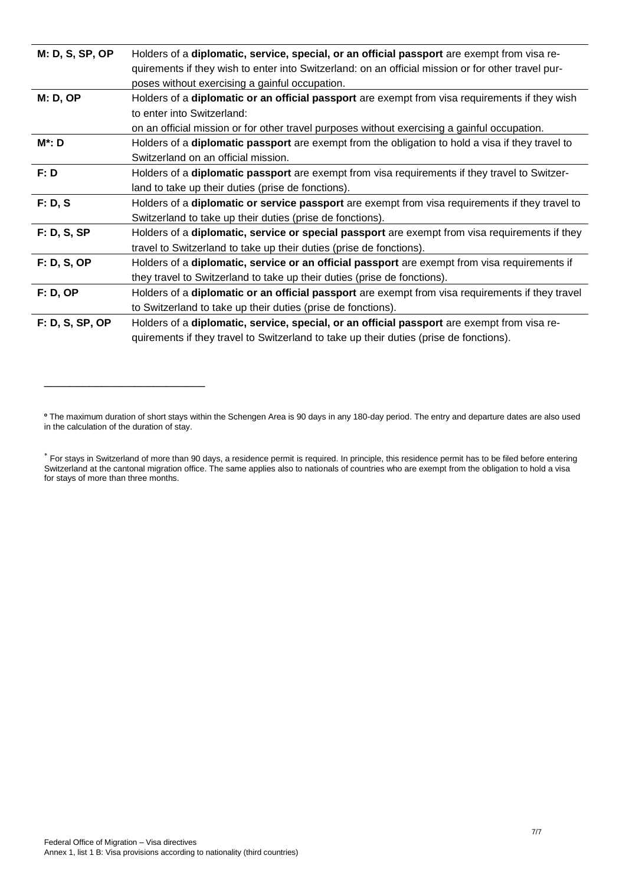| | |
|---|---|
| **M: D, S, SP, OP** | Holders of a **diplomatic, service, special, or an official passport** are exempt from visa requirements if they wish to enter into Switzerland: on an official mission or for other travel purposes without exercising a gainful occupation. |
| **M: D, OP** | Holders of a **diplomatic or an official passport** are exempt from visa requirements if they wish to enter into Switzerland: on an official mission or for other travel purposes without exercising a gainful occupation. |
| **M*: D** | Holders of a **diplomatic passport** are exempt from the obligation to hold a visa if they travel to Switzerland on an official mission. |
| **F: D** | Holders of a **diplomatic passport** are exempt from visa requirements if they travel to Switzerland to take up their duties (prise de fonctions). |
| **F: D, S** | Holders of a **diplomatic or service passport** are exempt from visa requirements if they travel to Switzerland to take up their duties (prise de fonctions). |
| **F: D, S, SP** | Holders of a **diplomatic, service or special passport** are exempt from visa requirements if they travel to Switzerland to take up their duties (prise de fonctions). |
| **F: D, S, OP** | Holders of a **diplomatic, service or an official passport** are exempt from visa requirements if they travel to Switzerland to take up their duties (prise de fonctions). |
| **F: D, OP** | Holders of a **diplomatic or an official passport** are exempt from visa requirements if they travel to Switzerland to take up their duties (prise de fonctions). |
| **F: D, S, SP, OP** | Holders of a **diplomatic, service, special, or an official passport** are exempt from visa requirements if they travel to Switzerland to take up their duties (prise de fonctions). |

---

º The maximum duration of short stays within the Schengen Area is 90 days in any 180-day period. The entry and departure dates are also used in the calculation of the duration of stay.

* For stays in Switzerland of more than 90 days, a residence permit is required. In principle, this residence permit has to be filed before entering Switzerland at the cantonal migration office. The same applies also to nationals of countries who are exempt from the obligation to hold a visa for stays of more than three months.